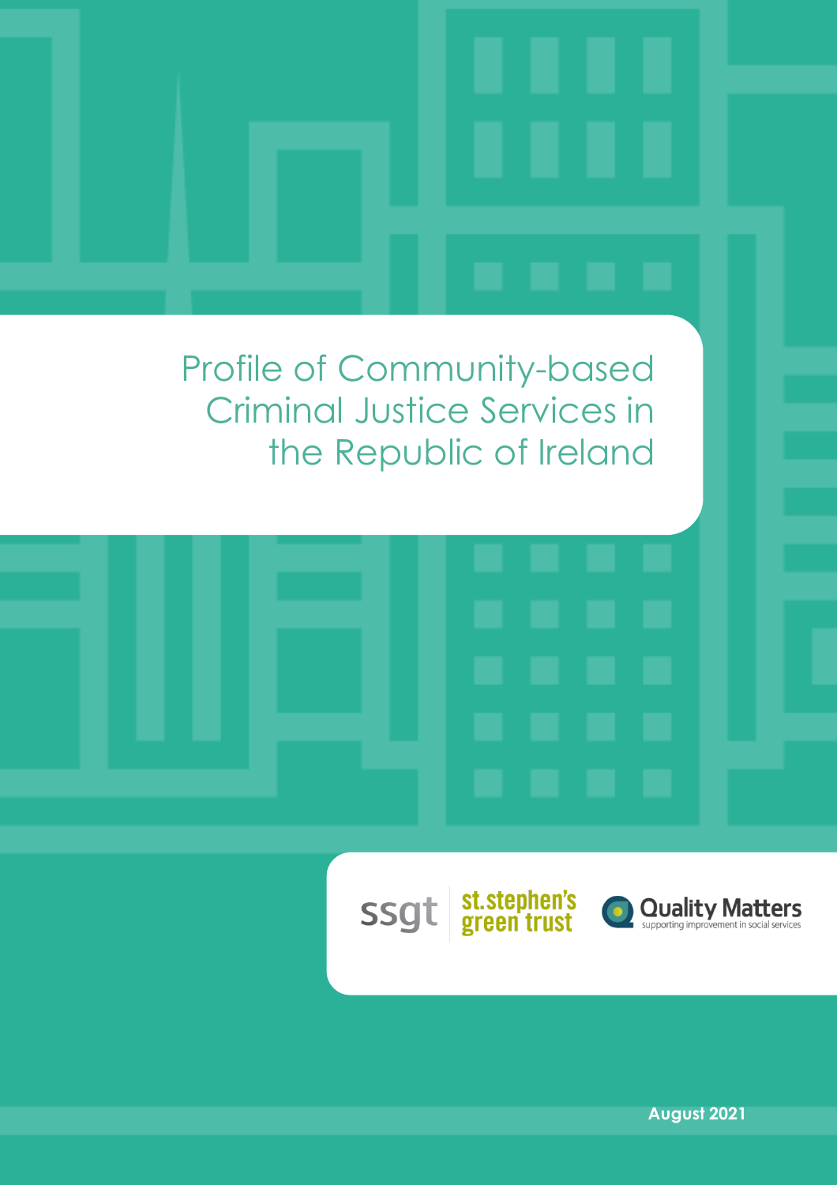# Profile of Community-based Criminal Justice Services in the Republic of Ireland

ssgt | st.stephen's green trust

Quality Matters
supporting improvement in social services

**August 2021**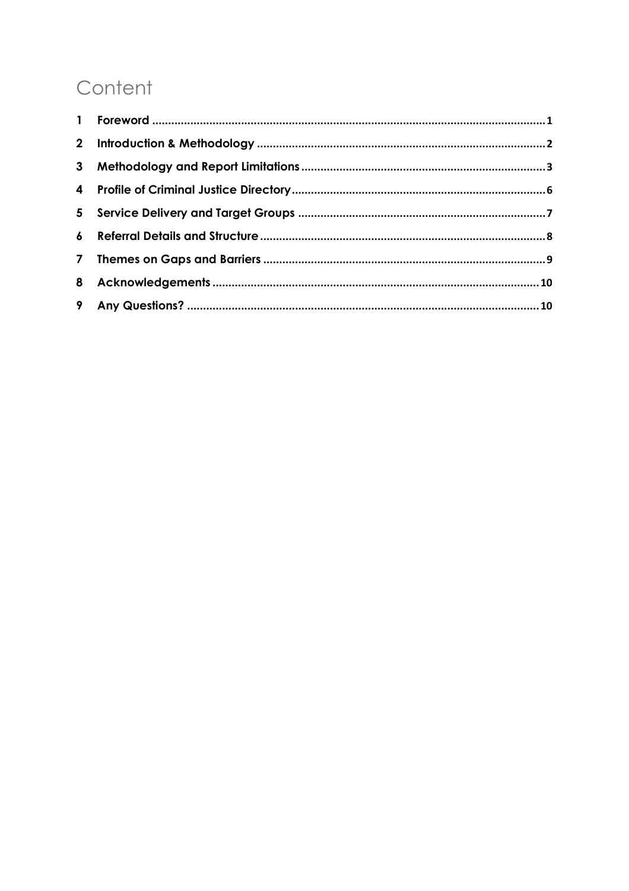# Content

| | | |
|---|---|---|
| 1 | Foreword | 1 |
| 2 | Introduction & Methodology | 2 |
| 3 | Methodology and Report Limitations | 3 |
| 4 | Profile of Criminal Justice Directory | 6 |
| 5 | Service Delivery and Target Groups | 7 |
| 6 | Referral Details and Structure | 8 |
| 7 | Themes on Gaps and Barriers | 9 |
| 8 | Acknowledgements | 10 |
| 9 | Any Questions? | 10 |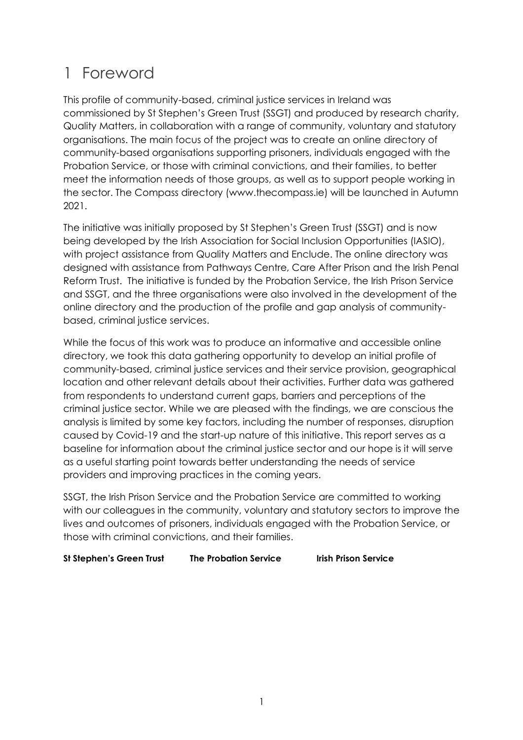# 1 Foreword

This profile of community-based, criminal justice services in Ireland was commissioned by St Stephen's Green Trust (SSGT) and produced by research charity, Quality Matters, in collaboration with a range of community, voluntary and statutory organisations. The main focus of the project was to create an online directory of community-based organisations supporting prisoners, individuals engaged with the Probation Service, or those with criminal convictions, and their families, to better meet the information needs of those groups, as well as to support people working in the sector. The Compass directory (www.thecompass.ie) will be launched in Autumn 2021.

The initiative was initially proposed by St Stephen's Green Trust (SSGT) and is now being developed by the Irish Association for Social Inclusion Opportunities (IASIO), with project assistance from Quality Matters and Enclude. The online directory was designed with assistance from Pathways Centre, Care After Prison and the Irish Penal Reform Trust. The initiative is funded by the Probation Service, the Irish Prison Service and SSGT, and the three organisations were also involved in the development of the online directory and the production of the profile and gap analysis of community-based, criminal justice services.

While the focus of this work was to produce an informative and accessible online directory, we took this data gathering opportunity to develop an initial profile of community-based, criminal justice services and their service provision, geographical location and other relevant details about their activities. Further data was gathered from respondents to understand current gaps, barriers and perceptions of the criminal justice sector. While we are pleased with the findings, we are conscious the analysis is limited by some key factors, including the number of responses, disruption caused by Covid-19 and the start-up nature of this initiative. This report serves as a baseline for information about the criminal justice sector and our hope is it will serve as a useful starting point towards better understanding the needs of service providers and improving practices in the coming years.

SSGT, the Irish Prison Service and the Probation Service are committed to working with our colleagues in the community, voluntary and statutory sectors to improve the lives and outcomes of prisoners, individuals engaged with the Probation Service, or those with criminal convictions, and their families.

**St Stephen's Green Trust** **The Probation Service** **Irish Prison Service**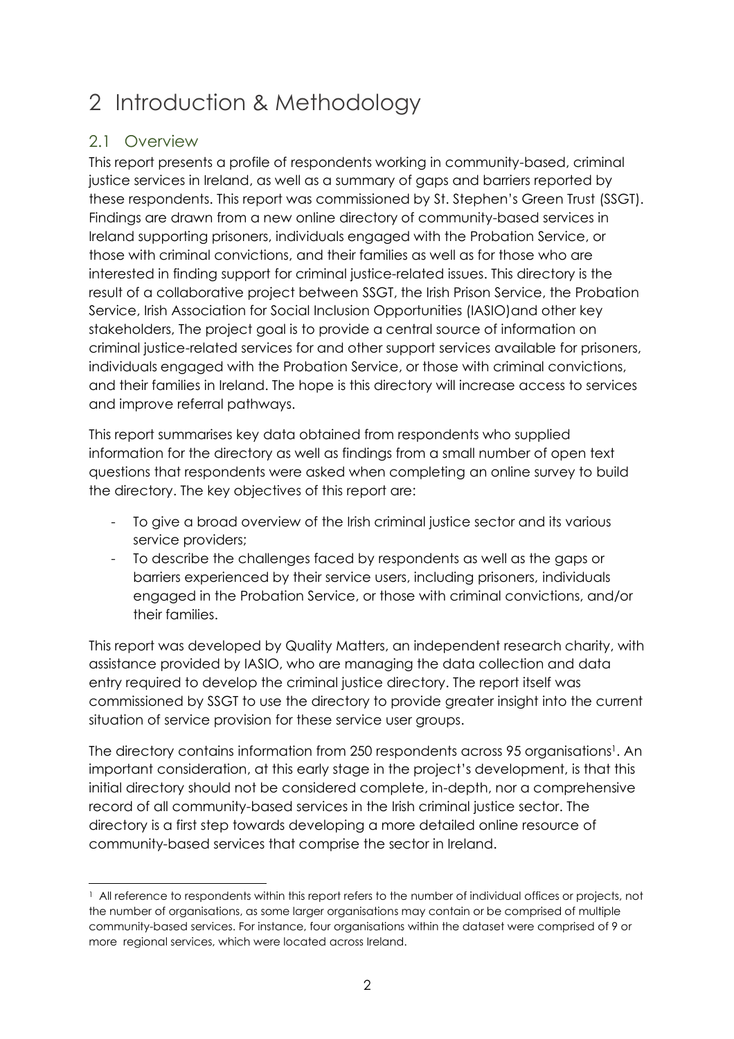# 2 Introduction & Methodology

## 2.1 Overview

This report presents a profile of respondents working in community-based, criminal justice services in Ireland, as well as a summary of gaps and barriers reported by these respondents. This report was commissioned by St. Stephen's Green Trust (SSGT). Findings are drawn from a new online directory of community-based services in Ireland supporting prisoners, individuals engaged with the Probation Service, or those with criminal convictions, and their families as well as for those who are interested in finding support for criminal justice-related issues. This directory is the result of a collaborative project between SSGT, the Irish Prison Service, the Probation Service, Irish Association for Social Inclusion Opportunities (IASIO)and other key stakeholders, The project goal is to provide a central source of information on criminal justice-related services for and other support services available for prisoners, individuals engaged with the Probation Service, or those with criminal convictions, and their families in Ireland. The hope is this directory will increase access to services and improve referral pathways.

This report summarises key data obtained from respondents who supplied information for the directory as well as findings from a small number of open text questions that respondents were asked when completing an online survey to build the directory. The key objectives of this report are:

- To give a broad overview of the Irish criminal justice sector and its various service providers;
- To describe the challenges faced by respondents as well as the gaps or barriers experienced by their service users, including prisoners, individuals engaged in the Probation Service, or those with criminal convictions, and/or their families.

This report was developed by Quality Matters, an independent research charity, with assistance provided by IASIO, who are managing the data collection and data entry required to develop the criminal justice directory. The report itself was commissioned by SSGT to use the directory to provide greater insight into the current situation of service provision for these service user groups.

The directory contains information from 250 respondents across 95 organisations[1]. An important consideration, at this early stage in the project's development, is that this initial directory should not be considered complete, in-depth, nor a comprehensive record of all community-based services in the Irish criminal justice sector. The directory is a first step towards developing a more detailed online resource of community-based services that comprise the sector in Ireland.

[1] All reference to respondents within this report refers to the number of individual offices or projects, not the number of organisations, as some larger organisations may contain or be comprised of multiple community-based services. For instance, four organisations within the dataset were comprised of 9 or more regional services, which were located across Ireland.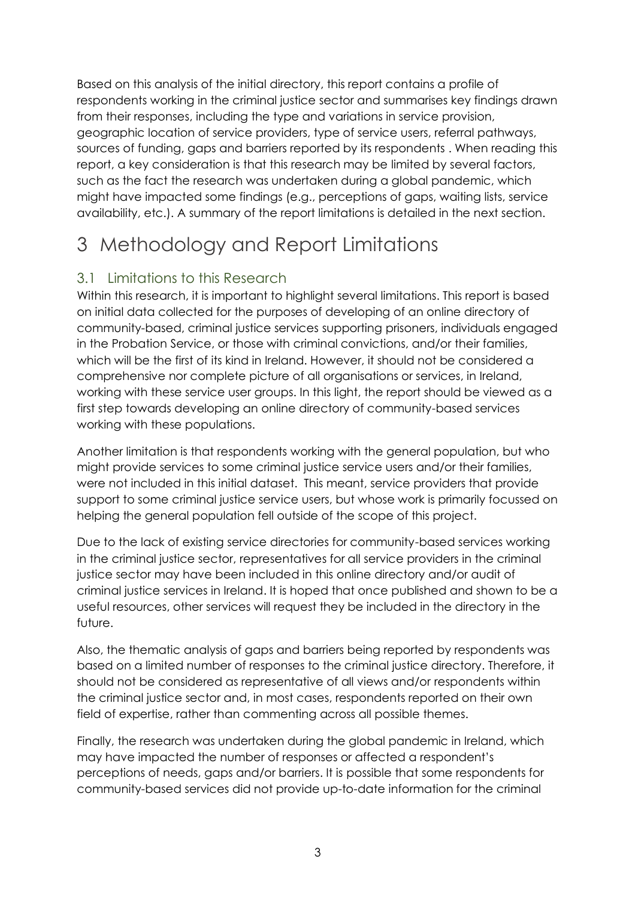Based on this analysis of the initial directory, this report contains a profile of respondents working in the criminal justice sector and summarises key findings drawn from their responses, including the type and variations in service provision, geographic location of service providers, type of service users, referral pathways, sources of funding, gaps and barriers reported by its respondents . When reading this report, a key consideration is that this research may be limited by several factors, such as the fact the research was undertaken during a global pandemic, which might have impacted some findings (e.g., perceptions of gaps, waiting lists, service availability, etc.). A summary of the report limitations is detailed in the next section.

# 3 Methodology and Report Limitations

## 3.1 Limitations to this Research

Within this research, it is important to highlight several limitations. This report is based on initial data collected for the purposes of developing of an online directory of community-based, criminal justice services supporting prisoners, individuals engaged in the Probation Service, or those with criminal convictions, and/or their families, which will be the first of its kind in Ireland. However, it should not be considered a comprehensive nor complete picture of all organisations or services, in Ireland, working with these service user groups. In this light, the report should be viewed as a first step towards developing an online directory of community-based services working with these populations.

Another limitation is that respondents working with the general population, but who might provide services to some criminal justice service users and/or their families, were not included in this initial dataset. This meant, service providers that provide support to some criminal justice service users, but whose work is primarily focussed on helping the general population fell outside of the scope of this project.

Due to the lack of existing service directories for community-based services working in the criminal justice sector, representatives for all service providers in the criminal justice sector may have been included in this online directory and/or audit of criminal justice services in Ireland. It is hoped that once published and shown to be a useful resources, other services will request they be included in the directory in the future.

Also, the thematic analysis of gaps and barriers being reported by respondents was based on a limited number of responses to the criminal justice directory. Therefore, it should not be considered as representative of all views and/or respondents within the criminal justice sector and, in most cases, respondents reported on their own field of expertise, rather than commenting across all possible themes.

Finally, the research was undertaken during the global pandemic in Ireland, which may have impacted the number of responses or affected a respondent's perceptions of needs, gaps and/or barriers. It is possible that some respondents for community-based services did not provide up-to-date information for the criminal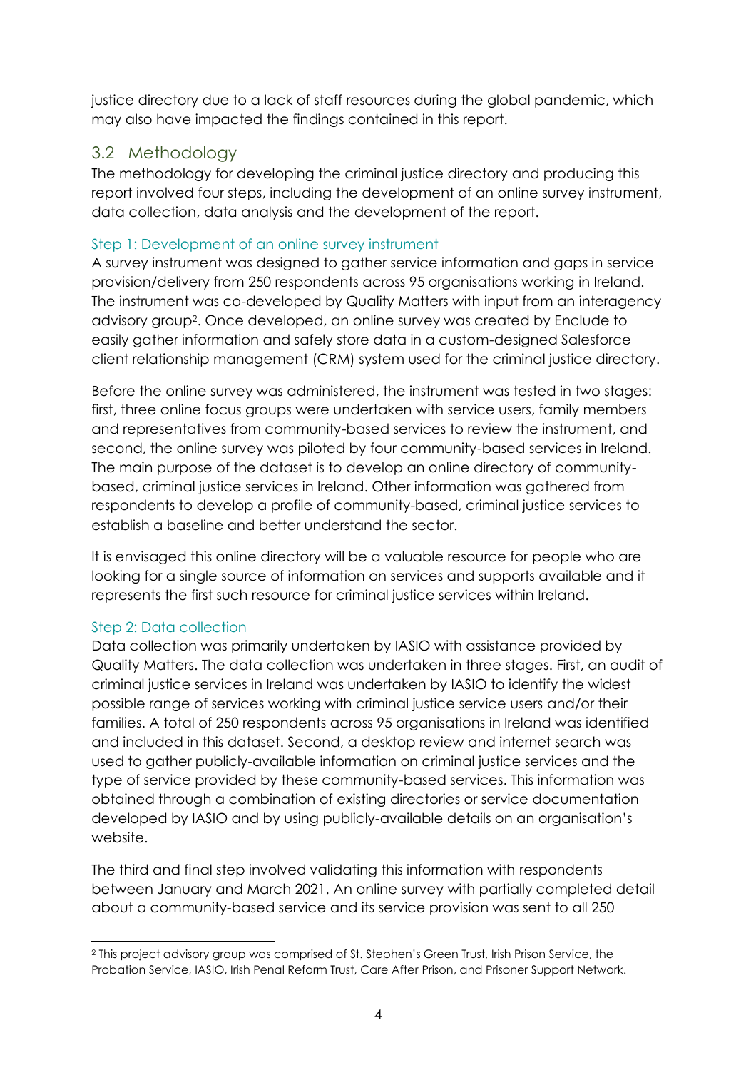justice directory due to a lack of staff resources during the global pandemic, which may also have impacted the findings contained in this report.

## 3.2 Methodology

The methodology for developing the criminal justice directory and producing this report involved four steps, including the development of an online survey instrument, data collection, data analysis and the development of the report.

### Step 1: Development of an online survey instrument

A survey instrument was designed to gather service information and gaps in service provision/delivery from 250 respondents across 95 organisations working in Ireland. The instrument was co-developed by Quality Matters with input from an interagency advisory group[2]. Once developed, an online survey was created by Enclude to easily gather information and safely store data in a custom-designed Salesforce client relationship management (CRM) system used for the criminal justice directory.

Before the online survey was administered, the instrument was tested in two stages: first, three online focus groups were undertaken with service users, family members and representatives from community-based services to review the instrument, and second, the online survey was piloted by four community-based services in Ireland. The main purpose of the dataset is to develop an online directory of community-based, criminal justice services in Ireland. Other information was gathered from respondents to develop a profile of community-based, criminal justice services to establish a baseline and better understand the sector.

It is envisaged this online directory will be a valuable resource for people who are looking for a single source of information on services and supports available and it represents the first such resource for criminal justice services within Ireland.

### Step 2: Data collection

Data collection was primarily undertaken by IASIO with assistance provided by Quality Matters. The data collection was undertaken in three stages. First, an audit of criminal justice services in Ireland was undertaken by IASIO to identify the widest possible range of services working with criminal justice service users and/or their families. A total of 250 respondents across 95 organisations in Ireland was identified and included in this dataset. Second, a desktop review and internet search was used to gather publicly-available information on criminal justice services and the type of service provided by these community-based services. This information was obtained through a combination of existing directories or service documentation developed by IASIO and by using publicly-available details on an organisation's website.

The third and final step involved validating this information with respondents between January and March 2021. An online survey with partially completed detail about a community-based service and its service provision was sent to all 250

---

[2] This project advisory group was comprised of St. Stephen's Green Trust, Irish Prison Service, the Probation Service, IASIO, Irish Penal Reform Trust, Care After Prison, and Prisoner Support Network.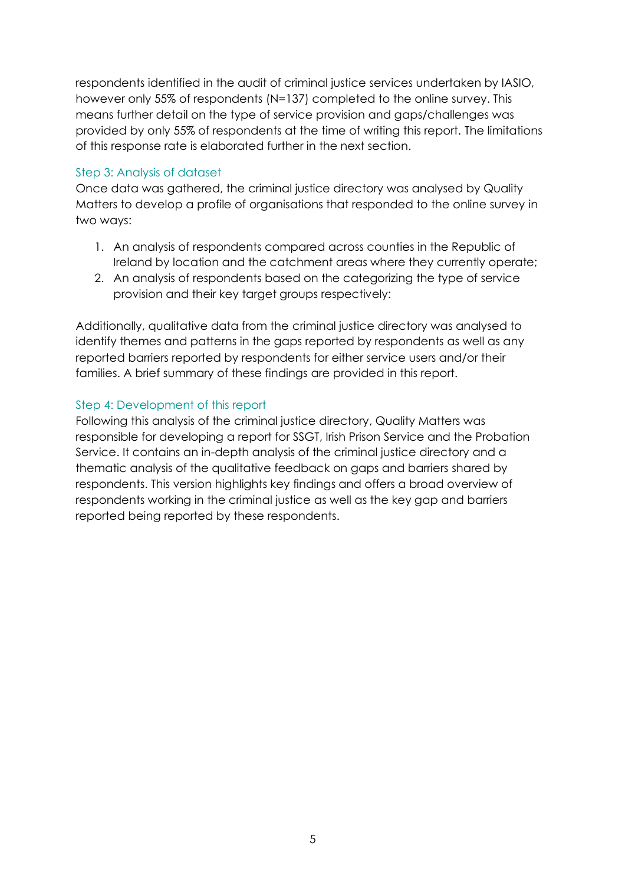respondents identified in the audit of criminal justice services undertaken by IASIO, however only 55% of respondents (N=137) completed to the online survey. This means further detail on the type of service provision and gaps/challenges was provided by only 55% of respondents at the time of writing this report. The limitations of this response rate is elaborated further in the next section.

### Step 3: Analysis of dataset

Once data was gathered, the criminal justice directory was analysed by Quality Matters to develop a profile of organisations that responded to the online survey in two ways:

1. An analysis of respondents compared across counties in the Republic of Ireland by location and the catchment areas where they currently operate;
2. An analysis of respondents based on the categorizing the type of service provision and their key target groups respectively:

Additionally, qualitative data from the criminal justice directory was analysed to identify themes and patterns in the gaps reported by respondents as well as any reported barriers reported by respondents for either service users and/or their families. A brief summary of these findings are provided in this report.

### Step 4: Development of this report

Following this analysis of the criminal justice directory, Quality Matters was responsible for developing a report for SSGT, Irish Prison Service and the Probation Service. It contains an in-depth analysis of the criminal justice directory and a thematic analysis of the qualitative feedback on gaps and barriers shared by respondents. This version highlights key findings and offers a broad overview of respondents working in the criminal justice as well as the key gap and barriers reported being reported by these respondents.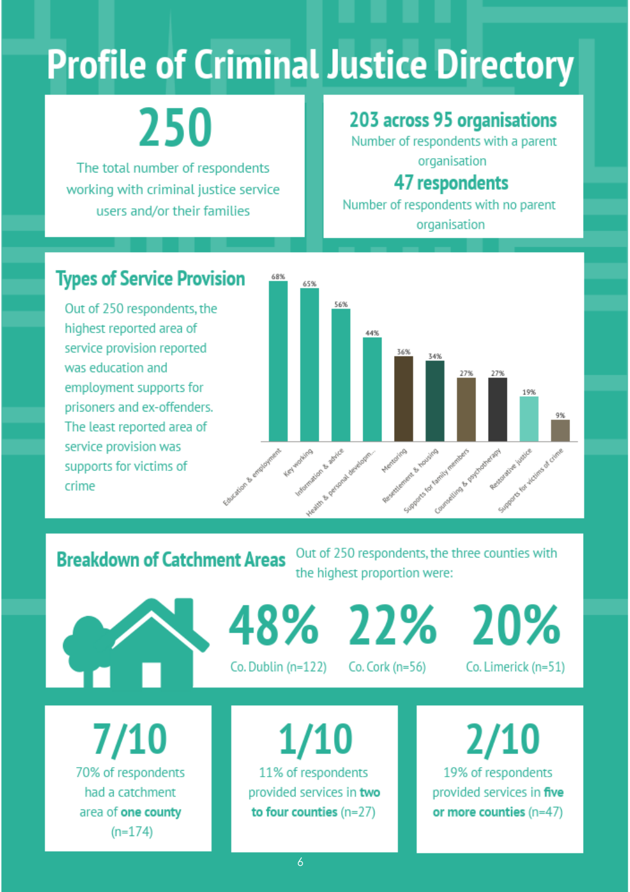# Profile of Criminal Justice Directory

**250**

The total number of respondents working with criminal justice service users and/or their families

**203 across 95 organisations**

Number of respondents with a parent organisation

**47 respondents**

Number of respondents with no parent organisation

## Types of Service Provision

Out of 250 respondents, the highest reported area of service provision reported was education and employment supports for prisoners and ex-offenders. The least reported area of service provision was supports for victims of crime

| Type of service provision | % |
|---|---|
| Education & employment | 68% |
| Key working | 65% |
| Information & advice | 56% |
| Health & personal developm... | 44% |
| Mentoring | 36% |
| Resettlement & housing | 34% |
| Supports for family members | 27% |
| Counselling & psychotherapy | 27% |
| Restorative justice | 19% |
| Supports for victims of crime | 9% |

## Breakdown of Catchment Areas

Out of 250 respondents, the three counties with the highest proportion were:

**48%** Co. Dublin (n=122)

**22%** Co. Cork (n=56)

**20%** Co. Limerick (n=51)

**7/10**

70% of respondents had a catchment area of **one county** (n=174)

**1/10**

11% of respondents provided services in **two to four counties** (n=27)

**2/10**

19% of respondents provided services in **five or more counties** (n=47)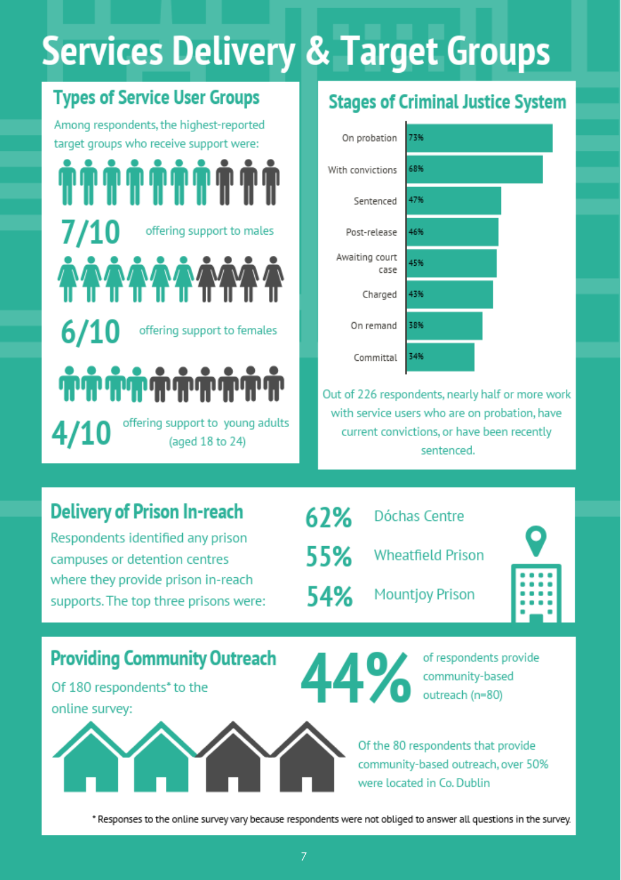# Services Delivery & Target Groups

## Types of Service User Groups

Among respondents, the highest-reported target groups who receive support were:

**7/10** offering support to males

**6/10** offering support to females

**4/10** offering support to young adults (aged 18 to 24)

## Stages of Criminal Justice System

| Stage | % |
|---|---|
| On probation | 73% |
| With convictions | 68% |
| Sentenced | 47% |
| Post-release | 46% |
| Awaiting court case | 45% |
| Charged | 43% |
| On remand | 38% |
| Committal | 34% |

Out of 226 respondents, nearly half or more work with service users who are on probation, have current convictions, or have been recently sentenced.

## Delivery of Prison In-reach

Respondents identified any prison campuses or detention centres where they provide prison in-reach supports. The top three prisons were:

- **62%** Dóchas Centre
- **55%** Wheatfield Prison
- **54%** Mountjoy Prison

## Providing Community Outreach

Of 180 respondents* to the online survey:

**44%** of respondents provide community-based outreach (n=80)

Of the 80 respondents that provide community-based outreach, over 50% were located in Co. Dublin

\* Responses to the online survey vary because respondents were not obliged to answer all questions in the survey.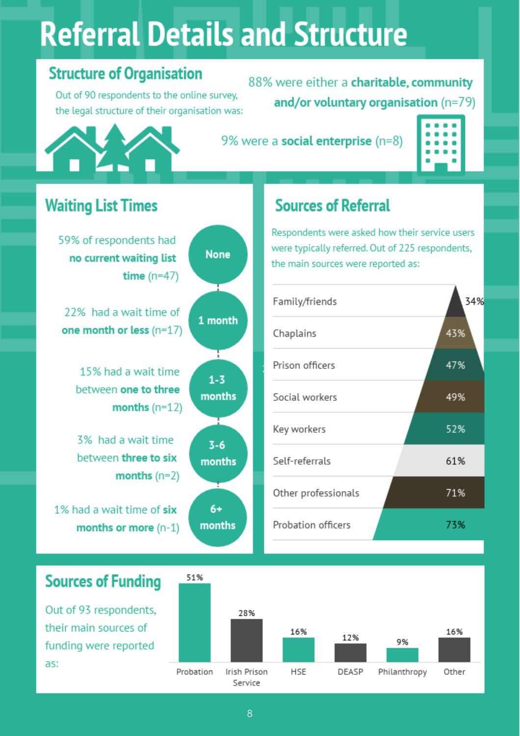# Referral Details and Structure

## Structure of Organisation

Out of 90 respondents to the online survey, the legal structure of their organisation was:

88% were either a **charitable, community and/or voluntary organisation** (n=79)

9% were a **social enterprise** (n=8)

## Waiting List Times

| Wait time | Details |
| --- | --- |
| None | 59% of respondents had **no current waiting list time** (n=47) |
| 1 month | 22% had a wait time of **one month or less** (n=17) |
| 1-3 months | 15% had a wait time between **one to three months** (n=12) |
| 3-6 months | 3% had a wait time between **three to six months** (n=2) |
| 6+ months | 1% had a wait time of **six months or more** (n-1) |

## Sources of Referral

Respondents were asked how their service users were typically referred. Out of 225 respondents, the main sources were reported as:

| Source | % |
| --- | --- |
| Family/friends | 34% |
| Chaplains | 43% |
| Prison officers | 47% |
| Social workers | 49% |
| Key workers | 52% |
| Self-referrals | 61% |
| Other professionals | 71% |
| Probation officers | 73% |

## Sources of Funding

Out of 93 respondents, their main sources of funding were reported as:

| Source | % |
| --- | --- |
| Probation | 51% |
| Irish Prison Service | 28% |
| HSE | 16% |
| DEASP | 12% |
| Philanthropy | 9% |
| Other | 16% |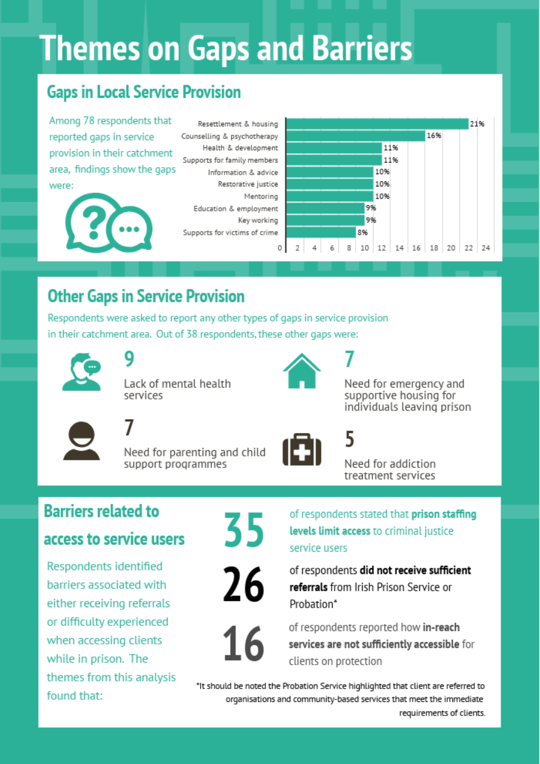# Themes on Gaps and Barriers

## Gaps in Local Service Provision

Among 78 respondents that reported gaps in service provision in their catchment area, findings show the gaps were:

| Gap | % |
|---|---|
| Resettlement & housing | 21% |
| Counselling & psychotherapy | 16% |
| Health & development | 11% |
| Supports for family members | 11% |
| Information & advice | 10% |
| Restorative justice | 10% |
| Mentoring | 10% |
| Education & employment | 9% |
| Key working | 9% |
| Supports for victims of crime | 8% |

## Other Gaps in Service Provision

Respondents were asked to report any other types of gaps in service provision in their catchment area. Out of 38 respondents, these other gaps were:

- **9** Lack of mental health services
- **7** Need for emergency and supportive housing for individuals leaving prison
- **7** Need for parenting and child support programmes
- **5** Need for addiction treatment services

## Barriers related to access to service users

Respondents identified barriers associated with either receiving referrals or difficulty experienced when accessing clients while in prison. The themes from this analysis found that:

- **35** of respondents stated that **prison staffing levels limit access** to criminal justice service users
- **26** of respondents **did not receive sufficient referrals** from Irish Prison Service or Probation*
- **16** of respondents reported how **in-reach services are not sufficiently accessible** for clients on protection

*It should be noted the Probation Service highlighted that client are referred to organisations and community-based services that meet the immediate requirements of clients.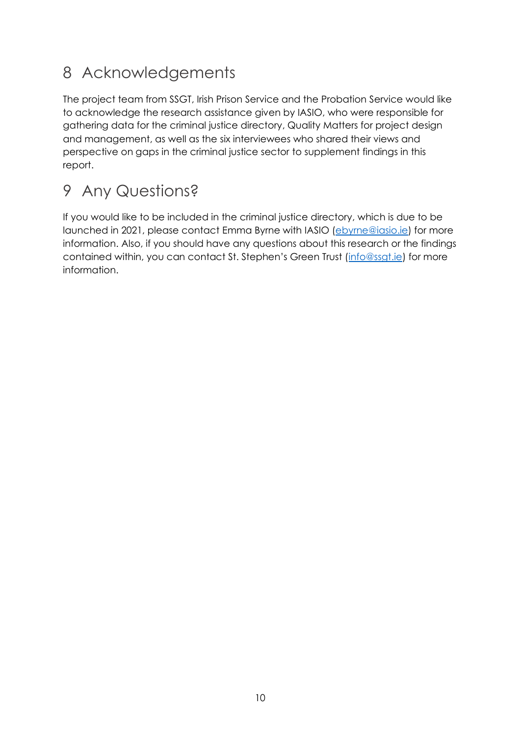# 8 Acknowledgements

The project team from SSGT, Irish Prison Service and the Probation Service would like to acknowledge the research assistance given by IASIO, who were responsible for gathering data for the criminal justice directory, Quality Matters for project design and management, as well as the six interviewees who shared their views and perspective on gaps in the criminal justice sector to supplement findings in this report.

# 9 Any Questions?

If you would like to be included in the criminal justice directory, which is due to be launched in 2021, please contact Emma Byrne with IASIO (ebyrne@iasio.ie) for more information. Also, if you should have any questions about this research or the findings contained within, you can contact St. Stephen's Green Trust (info@ssgt.ie) for more information.